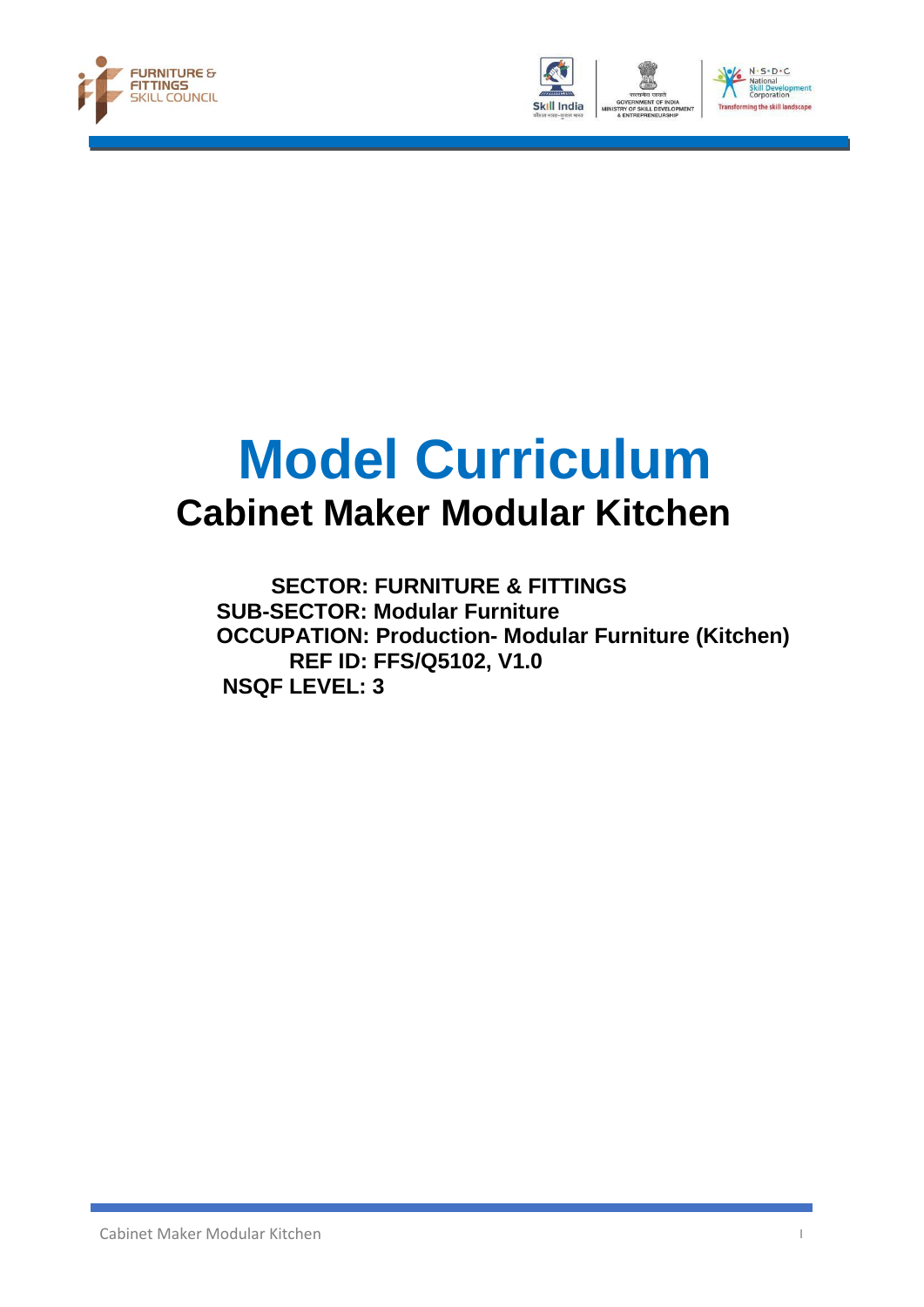# Model Curriculum

## Cabinet Maker Modular Kitchen

**SECTOR: FURNITURE & FITTINGS**
**SUB-SECTOR: Modular Furniture**
**OCCUPATION: Production- Modular Furniture (Kitchen)**
**REF ID: FFS/Q5102, V1.0**
**NSQF LEVEL: 3**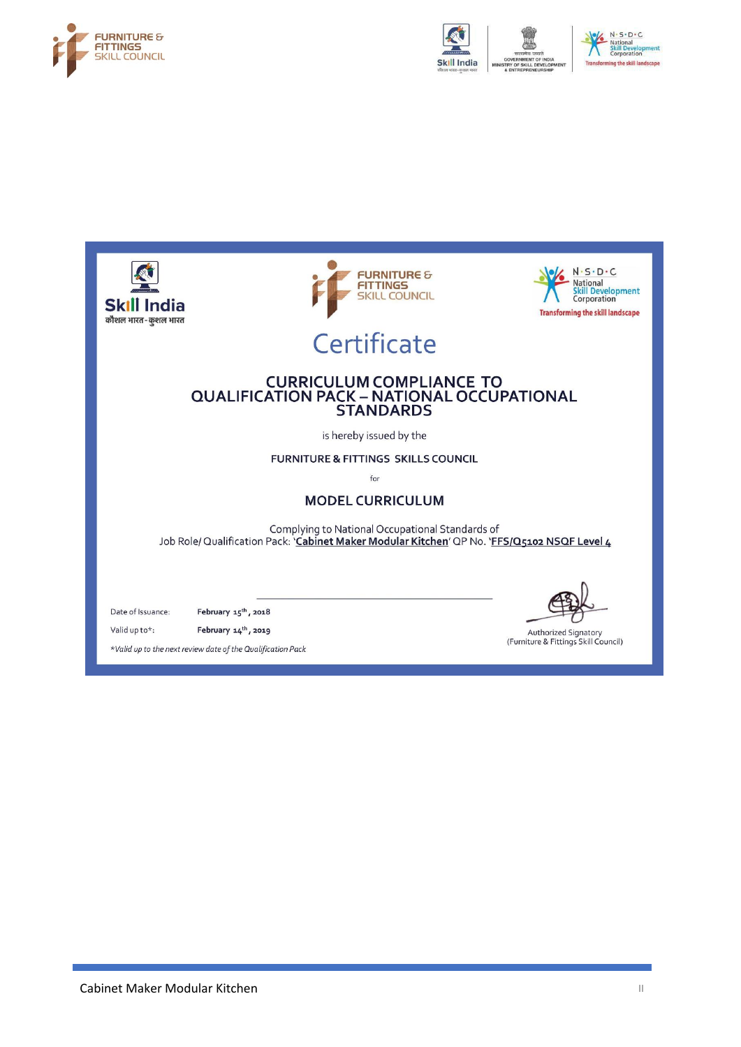# Certificate

## CURRICULUM COMPLIANCE TO QUALIFICATION PACK – NATIONAL OCCUPATIONAL STANDARDS

is hereby issued by the

FURNITURE & FITTINGS SKILLS COUNCIL

for

### MODEL CURRICULUM

Complying to National Occupational Standards of
Job Role/ Qualification Pack: '**Cabinet Maker Modular Kitchen**' QP No. '**FFS/Q5102 NSQF Level 4**

Date of Issuance: **February 15th, 2018**

Valid up to*: **February 14th, 2019**

*\*Valid up to the next review date of the Qualification Pack*

Authorized Signatory
(Furniture & Fittings Skill Council)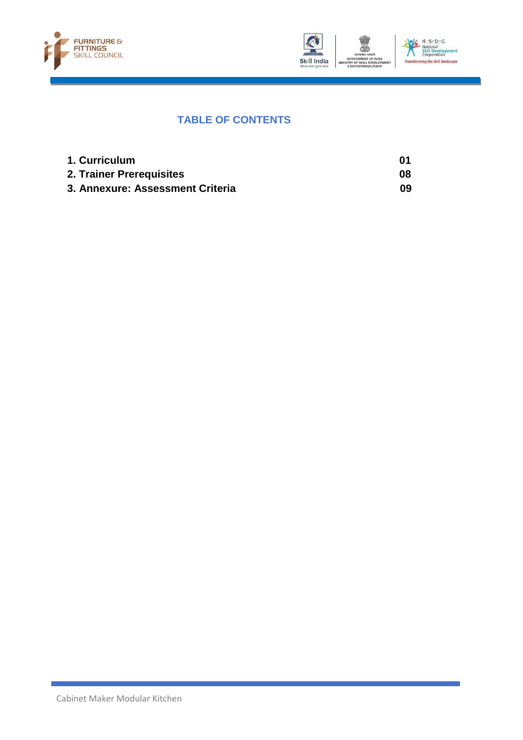## TABLE OF CONTENTS

| | |
|---|---|
| **1. Curriculum** | **01** |
| **2. Trainer Prerequisites** | **08** |
| **3. Annexure: Assessment Criteria** | **09** |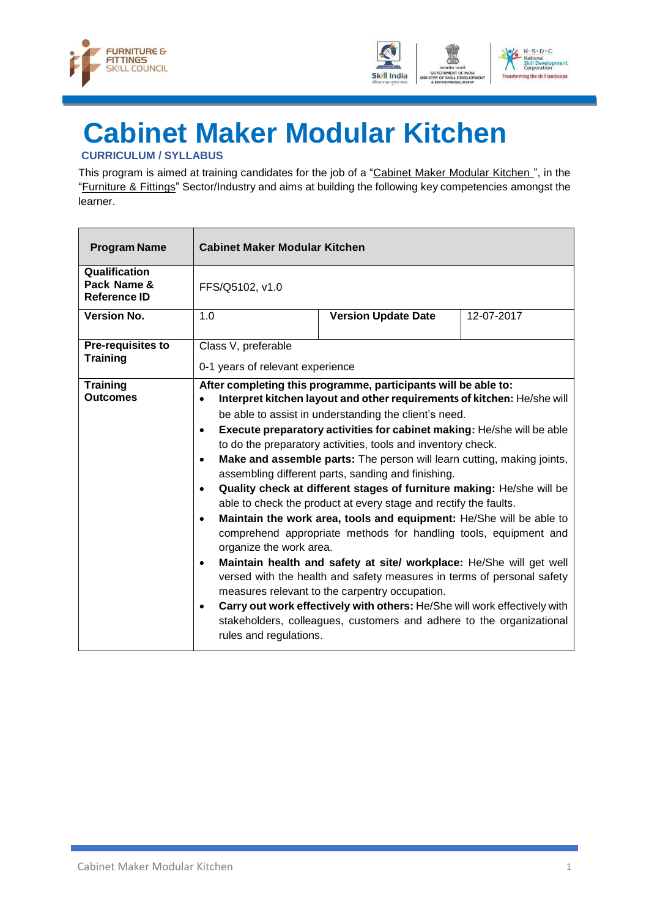# Cabinet Maker Modular Kitchen

**CURRICULUM / SYLLABUS**

This program is aimed at training candidates for the job of a "Cabinet Maker Modular Kitchen ", in the "Furniture & Fittings" Sector/Industry and aims at building the following key competencies amongst the learner.

| **Program Name** | **Cabinet Maker Modular Kitchen** | | |
|---|---|---|---|
| **Qualification Pack Name & Reference ID** | FFS/Q5102, v1.0 | | |
| **Version No.** | 1.0 | **Version Update Date** | 12-07-2017 |
| **Pre-requisites to Training** | Class V, preferable<br>0-1 years of relevant experience | | |
| **Training Outcomes** | **After completing this programme, participants will be able to:**<br>• **Interpret kitchen layout and other requirements of kitchen:** He/she will be able to assist in understanding the client's need.<br>• **Execute preparatory activities for cabinet making:** He/she will be able to do the preparatory activities, tools and inventory check.<br>• **Make and assemble parts:** The person will learn cutting, making joints, assembling different parts, sanding and finishing.<br>• **Quality check at different stages of furniture making:** He/she will be able to check the product at every stage and rectify the faults.<br>• **Maintain the work area, tools and equipment:** He/She will be able to comprehend appropriate methods for handling tools, equipment and organize the work area.<br>• **Maintain health and safety at site/ workplace:** He/She will get well versed with the health and safety measures in terms of personal safety measures relevant to the carpentry occupation.<br>• **Carry out work effectively with others:** He/She will work effectively with stakeholders, colleagues, customers and adhere to the organizational rules and regulations. | | |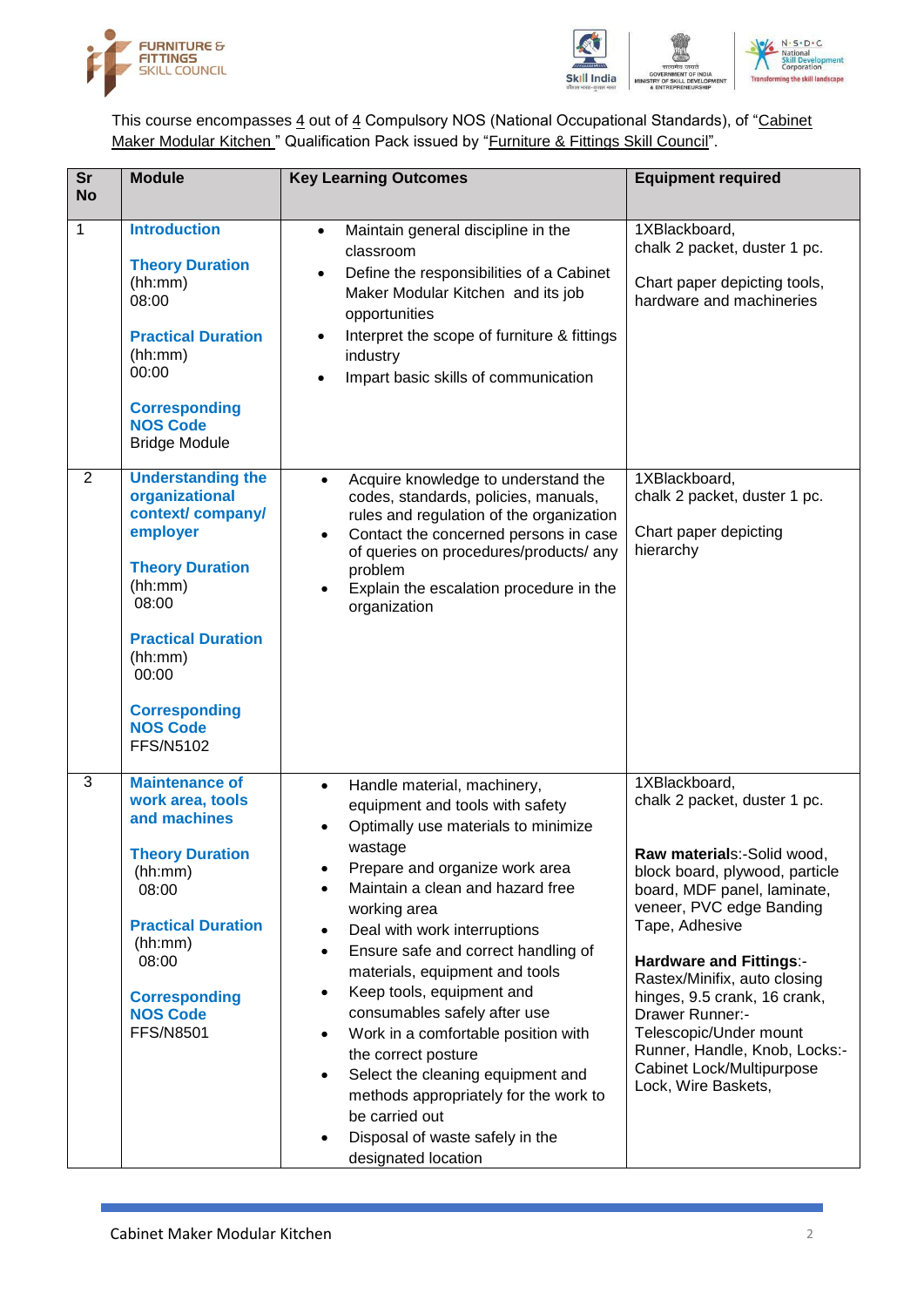This course encompasses 4 out of 4 Compulsory NOS (National Occupational Standards), of "Cabinet Maker Modular Kitchen " Qualification Pack issued by "Furniture & Fittings Skill Council".

| Sr No | Module | Key Learning Outcomes | Equipment required |
|---|---|---|---|
| 1 | **Introduction**<br><br>**Theory Duration** (hh:mm) 08:00<br><br>**Practical Duration** (hh:mm) 00:00<br><br>**Corresponding NOS Code** Bridge Module | • Maintain general discipline in the classroom<br>• Define the responsibilities of a Cabinet Maker Modular Kitchen and its job opportunities<br>• Interpret the scope of furniture & fittings industry<br>• Impart basic skills of communication | 1XBlackboard, chalk 2 packet, duster 1 pc.<br><br>Chart paper depicting tools, hardware and machineries |
| 2 | **Understanding the organizational context/ company/ employer**<br><br>**Theory Duration** (hh:mm) 08:00<br><br>**Practical Duration** (hh:mm) 00:00<br><br>**Corresponding NOS Code** FFS/N5102 | • Acquire knowledge to understand the codes, standards, policies, manuals, rules and regulation of the organization<br>• Contact the concerned persons in case of queries on procedures/products/ any problem<br>• Explain the escalation procedure in the organization | 1XBlackboard, chalk 2 packet, duster 1 pc.<br><br>Chart paper depicting hierarchy |
| 3 | **Maintenance of work area, tools and machines**<br><br>**Theory Duration** (hh:mm) 08:00<br><br>**Practical Duration** (hh:mm) 08:00<br><br>**Corresponding NOS Code** FFS/N8501 | • Handle material, machinery, equipment and tools with safety<br>• Optimally use materials to minimize wastage<br>• Prepare and organize work area<br>• Maintain a clean and hazard free working area<br>• Deal with work interruptions<br>• Ensure safe and correct handling of materials, equipment and tools<br>• Keep tools, equipment and consumables safely after use<br>• Work in a comfortable position with the correct posture<br>• Select the cleaning equipment and methods appropriately for the work to be carried out<br>• Disposal of waste safely in the designated location | 1XBlackboard, chalk 2 packet, duster 1 pc.<br><br>**Raw material**s:-Solid wood, block board, plywood, particle board, MDF panel, laminate, veneer, PVC edge Banding Tape, Adhesive<br><br>**Hardware and Fittings**:- Rastex/Minifix, auto closing hinges, 9.5 crank, 16 crank, Drawer Runner:- Telescopic/Under mount Runner, Handle, Knob, Locks:- Cabinet Lock/Multipurpose Lock, Wire Baskets, |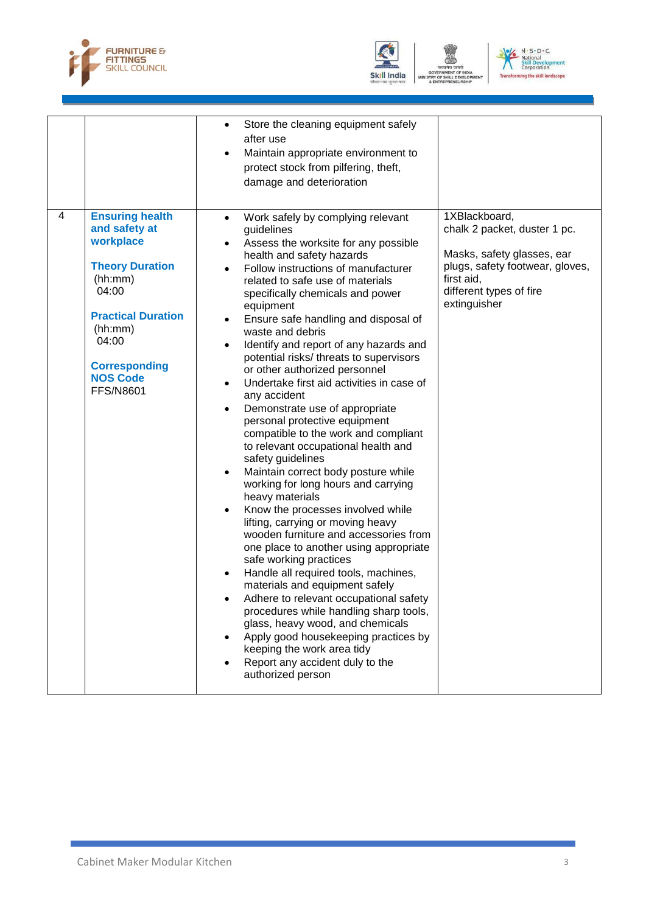| | | | |
|---|---|---|---|
| | | • Store the cleaning equipment safely after use<br>• Maintain appropriate environment to protect stock from pilfering, theft, damage and deterioration | |
| 4 | **Ensuring health and safety at workplace**<br><br>**Theory Duration** (hh:mm)<br>04:00<br><br>**Practical Duration** (hh:mm)<br>04:00<br><br>**Corresponding NOS Code**<br>FFS/N8601 | • Work safely by complying relevant guidelines<br>• Assess the worksite for any possible health and safety hazards<br>• Follow instructions of manufacturer related to safe use of materials specifically chemicals and power equipment<br>• Ensure safe handling and disposal of waste and debris<br>• Identify and report of any hazards and potential risks/ threats to supervisors or other authorized personnel<br>• Undertake first aid activities in case of any accident<br>• Demonstrate use of appropriate personal protective equipment compatible to the work and compliant to relevant occupational health and safety guidelines<br>• Maintain correct body posture while working for long hours and carrying heavy materials<br>• Know the processes involved while lifting, carrying or moving heavy wooden furniture and accessories from one place to another using appropriate safe working practices<br>• Handle all required tools, machines, materials and equipment safely<br>• Adhere to relevant occupational safety procedures while handling sharp tools, glass, heavy wood, and chemicals<br>• Apply good housekeeping practices by keeping the work area tidy<br>• Report any accident duly to the authorized person | 1XBlackboard, chalk 2 packet, duster 1 pc.<br><br>Masks, safety glasses, ear plugs, safety footwear, gloves, first aid, different types of fire extinguisher |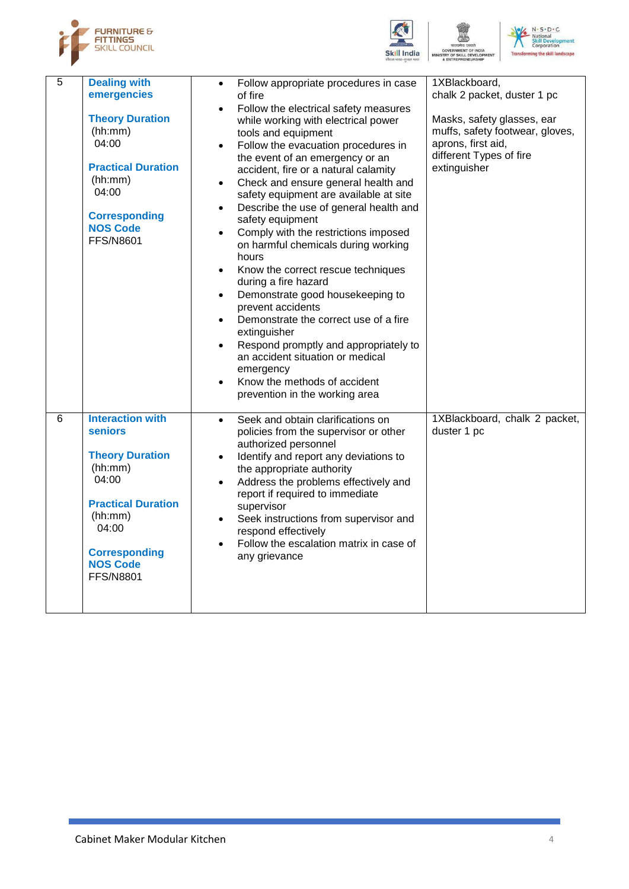| 5 | **Dealing with emergencies**<br><br>**Theory Duration** (hh:mm) 04:00<br><br>**Practical Duration** (hh:mm) 04:00<br><br>**Corresponding NOS Code** FFS/N8601 | • Follow appropriate procedures in case of fire<br>• Follow the electrical safety measures while working with electrical power tools and equipment<br>• Follow the evacuation procedures in the event of an emergency or an accident, fire or a natural calamity<br>• Check and ensure general health and safety equipment are available at site<br>• Describe the use of general health and safety equipment<br>• Comply with the restrictions imposed on harmful chemicals during working hours<br>• Know the correct rescue techniques during a fire hazard<br>• Demonstrate good housekeeping to prevent accidents<br>• Demonstrate the correct use of a fire extinguisher<br>• Respond promptly and appropriately to an accident situation or medical emergency<br>• Know the methods of accident prevention in the working area | 1XBlackboard, chalk 2 packet, duster 1 pc<br><br>Masks, safety glasses, ear muffs, safety footwear, gloves, aprons, first aid, different Types of fire extinguisher |
|---|---|---|---|
| 6 | **Interaction with seniors**<br><br>**Theory Duration** (hh:mm) 04:00<br><br>**Practical Duration** (hh:mm) 04:00<br><br>**Corresponding NOS Code** FFS/N8801 | • Seek and obtain clarifications on policies from the supervisor or other authorized personnel<br>• Identify and report any deviations to the appropriate authority<br>• Address the problems effectively and report if required to immediate supervisor<br>• Seek instructions from supervisor and respond effectively<br>• Follow the escalation matrix in case of any grievance | 1XBlackboard, chalk 2 packet, duster 1 pc |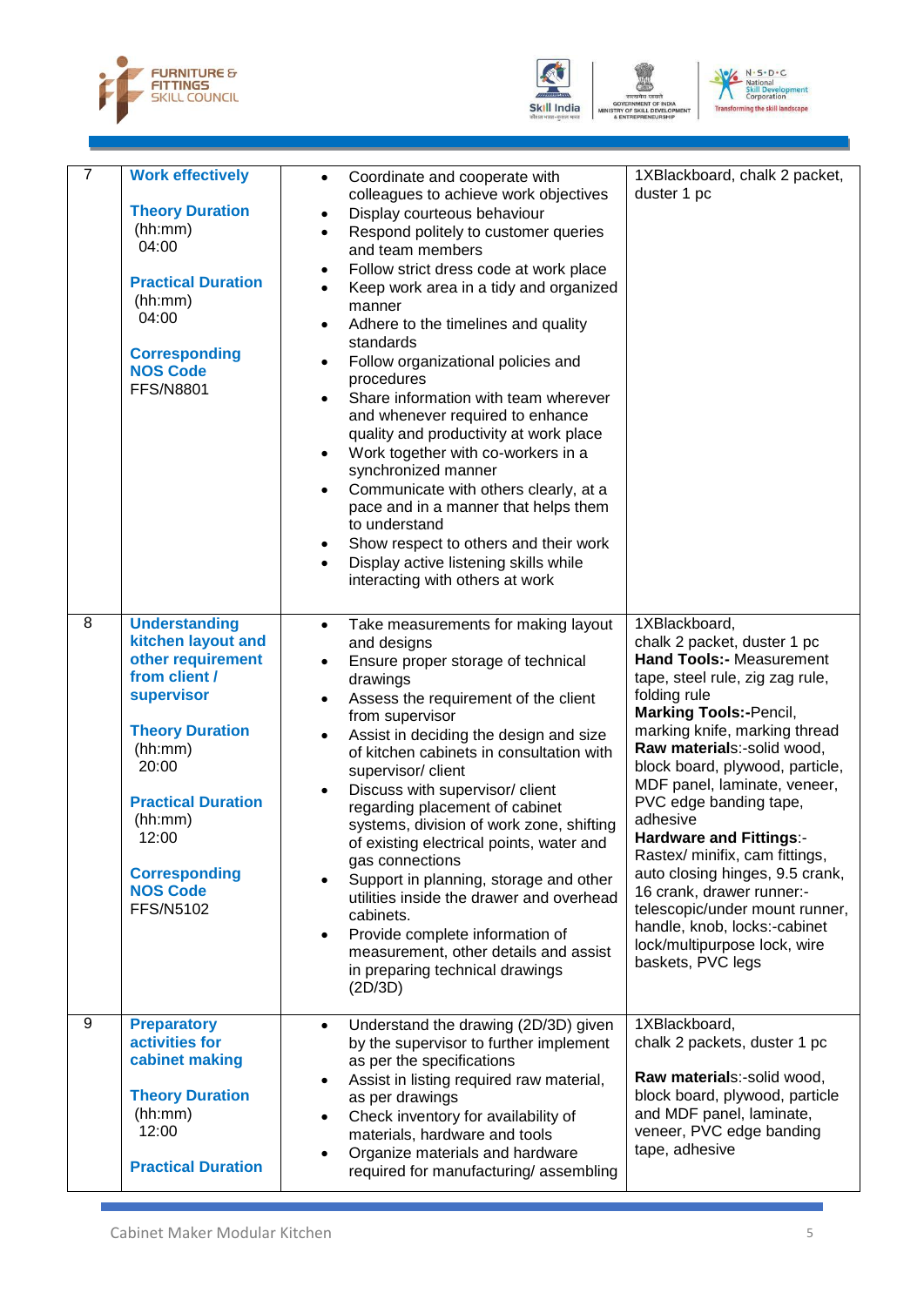| 7 | **Work effectively**<br><br>**Theory Duration**<br>(hh:mm)<br>04:00<br><br>**Practical Duration**<br>(hh:mm)<br>04:00<br><br>**Corresponding NOS Code**<br>FFS/N8801 | • Coordinate and cooperate with colleagues to achieve work objectives<br>• Display courteous behaviour<br>• Respond politely to customer queries and team members<br>• Follow strict dress code at work place<br>• Keep work area in a tidy and organized manner<br>• Adhere to the timelines and quality standards<br>• Follow organizational policies and procedures<br>• Share information with team wherever and whenever required to enhance quality and productivity at work place<br>• Work together with co-workers in a synchronized manner<br>• Communicate with others clearly, at a pace and in a manner that helps them to understand<br>• Show respect to others and their work<br>• Display active listening skills while interacting with others at work | 1XBlackboard, chalk 2 packet, duster 1 pc |
|---|---|---|---|
| 8 | **Understanding kitchen layout and other requirement from client / supervisor**<br><br>**Theory Duration**<br>(hh:mm)<br>20:00<br><br>**Practical Duration**<br>(hh:mm)<br>12:00<br><br>**Corresponding NOS Code**<br>FFS/N5102 | • Take measurements for making layout and designs<br>• Ensure proper storage of technical drawings<br>• Assess the requirement of the client from supervisor<br>• Assist in deciding the design and size of kitchen cabinets in consultation with supervisor/ client<br>• Discuss with supervisor/ client regarding placement of cabinet systems, division of work zone, shifting of existing electrical points, water and gas connections<br>• Support in planning, storage and other utilities inside the drawer and overhead cabinets.<br>• Provide complete information of measurement, other details and assist in preparing technical drawings (2D/3D) | 1XBlackboard,<br>chalk 2 packet, duster 1 pc<br>**Hand Tools:-** Measurement tape, steel rule, zig zag rule, folding rule<br>**Marking Tools:-**Pencil, marking knife, marking thread<br>**Raw material**s:-solid wood, block board, plywood, particle, MDF panel, laminate, veneer, PVC edge banding tape, adhesive<br>**Hardware and Fittings**:-Rastex/ minifix, cam fittings, auto closing hinges, 9.5 crank, 16 crank, drawer runner:-telescopic/under mount runner, handle, knob, locks:-cabinet lock/multipurpose lock, wire baskets, PVC legs |
| 9 | **Preparatory activities for cabinet making**<br><br>**Theory Duration**<br>(hh:mm)<br>12:00<br><br>**Practical Duration** | • Understand the drawing (2D/3D) given by the supervisor to further implement as per the specifications<br>• Assist in listing required raw material, as per drawings<br>• Check inventory for availability of materials, hardware and tools<br>• Organize materials and hardware required for manufacturing/ assembling | 1XBlackboard,<br>chalk 2 packets, duster 1 pc<br><br>**Raw material**s:-solid wood, block board, plywood, particle and MDF panel, laminate, veneer, PVC edge banding tape, adhesive |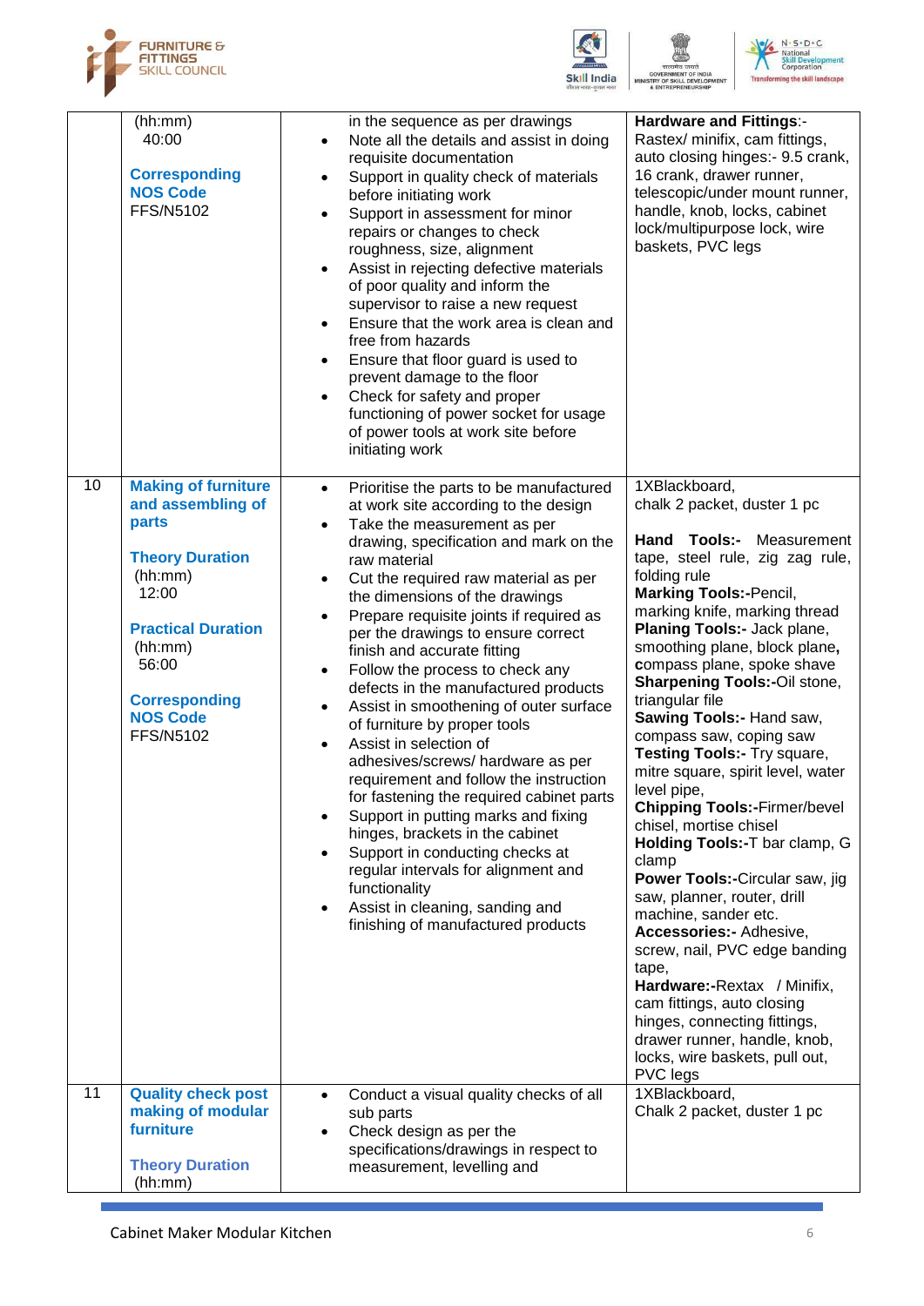| | | | |
|---|---|---|---|
| | (hh:mm)<br>40:00<br><br>**Corresponding NOS Code**<br>FFS/N5102 | in the sequence as per drawings<br>• Note all the details and assist in doing requisite documentation<br>• Support in quality check of materials before initiating work<br>• Support in assessment for minor repairs or changes to check roughness, size, alignment<br>• Assist in rejecting defective materials of poor quality and inform the supervisor to raise a new request<br>• Ensure that the work area is clean and free from hazards<br>• Ensure that floor guard is used to prevent damage to the floor<br>• Check for safety and proper functioning of power socket for usage of power tools at work site before initiating work | **Hardware and Fittings**:- Rastex/ minifix, cam fittings, auto closing hinges:- 9.5 crank, 16 crank, drawer runner, telescopic/under mount runner, handle, knob, locks, cabinet lock/multipurpose lock, wire baskets, PVC legs |
| 10 | **Making of furniture and assembling of parts**<br><br>**Theory Duration**<br>(hh:mm)<br>12:00<br><br>**Practical Duration**<br>(hh:mm)<br>56:00<br><br>**Corresponding NOS Code**<br>FFS/N5102 | • Prioritise the parts to be manufactured at work site according to the design<br>• Take the measurement as per drawing, specification and mark on the raw material<br>• Cut the required raw material as per the dimensions of the drawings<br>• Prepare requisite joints if required as per the drawings to ensure correct finish and accurate fitting<br>• Follow the process to check any defects in the manufactured products<br>• Assist in smoothening of outer surface of furniture by proper tools<br>• Assist in selection of adhesives/screws/ hardware as per requirement and follow the instruction for fastening the required cabinet parts<br>• Support in putting marks and fixing hinges, brackets in the cabinet<br>• Support in conducting checks at regular intervals for alignment and functionality<br>• Assist in cleaning, sanding and finishing of manufactured products | 1XBlackboard, chalk 2 packet, duster 1 pc<br><br>**Hand Tools:-** Measurement tape, steel rule, zig zag rule, folding rule<br>**Marking Tools:-**Pencil, marking knife, marking thread<br>**Planing Tools:-** Jack plane, smoothing plane, block plane**, c**ompass plane, spoke shave<br>**Sharpening Tools:-**Oil stone, triangular file<br>**Sawing Tools:-** Hand saw, compass saw, coping saw<br>**Testing Tools:-** Try square, mitre square, spirit level, water level pipe,<br>**Chipping Tools:-**Firmer/bevel chisel, mortise chisel<br>**Holding Tools:-**T bar clamp, G clamp<br>**Power Tools:-**Circular saw, jig saw, planner, router, drill machine, sander etc.<br>**Accessories:-** Adhesive, screw, nail, PVC edge banding tape,<br>**Hardware:-**Rextax / Minifix, cam fittings, auto closing hinges, connecting fittings, drawer runner, handle, knob, locks, wire baskets, pull out, PVC legs |
| 11 | **Quality check post making of modular furniture**<br><br>**Theory Duration**<br>(hh:mm) | • Conduct a visual quality checks of all sub parts<br>• Check design as per the specifications/drawings in respect to measurement, levelling and | 1XBlackboard, Chalk 2 packet, duster 1 pc |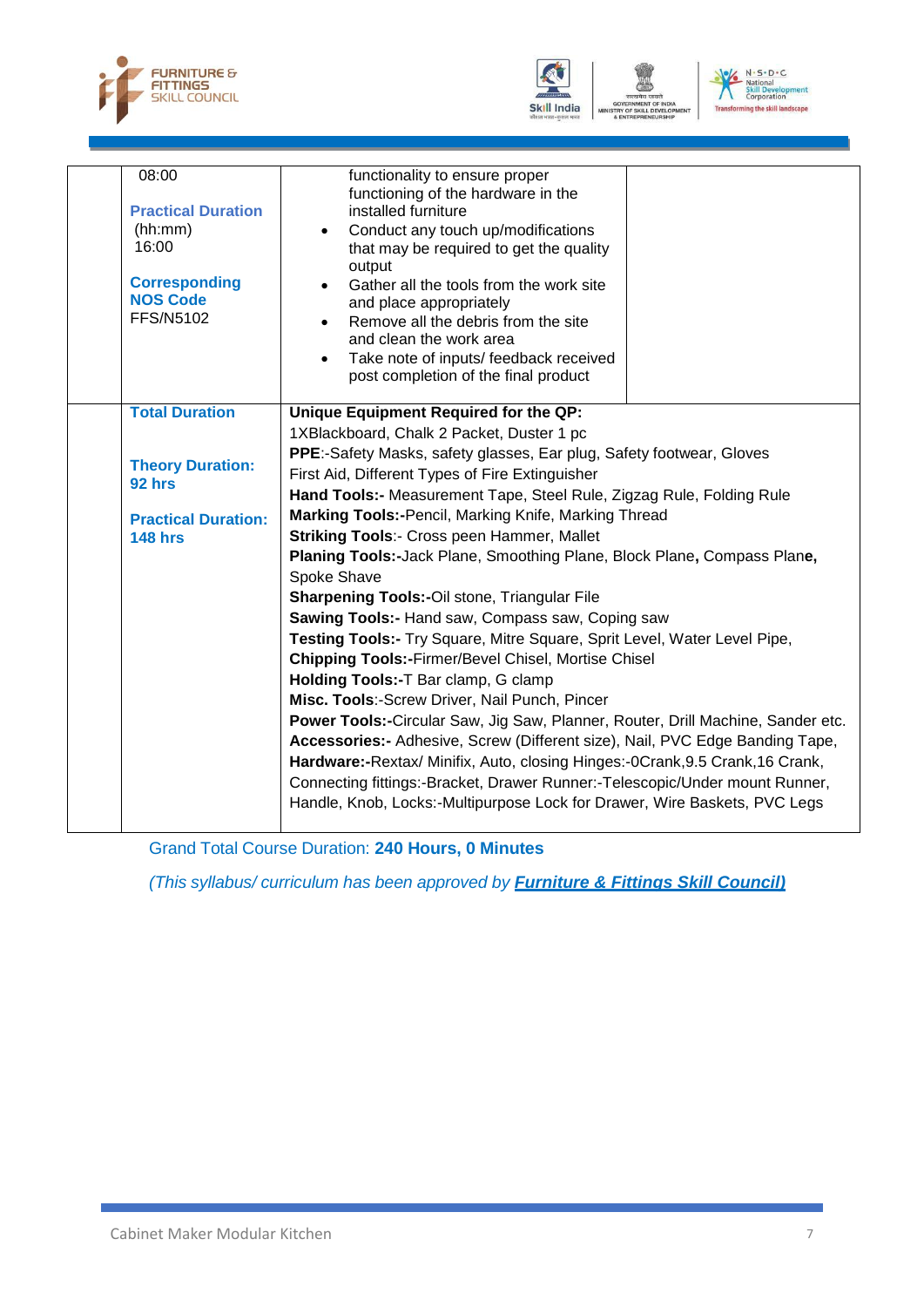|  | 08:00<br><br>**Practical Duration** (hh:mm)<br>16:00<br><br>**Corresponding NOS Code**<br>FFS/N5102 | functionality to ensure proper functioning of the hardware in the installed furniture<br>• Conduct any touch up/modifications that may be required to get the quality output<br>• Gather all the tools from the work site and place appropriately<br>• Remove all the debris from the site and clean the work area<br>• Take note of inputs/ feedback received post completion of the final product |  |
|---|---|---|---|
|  | **Total Duration**<br><br>**Theory Duration: 92 hrs**<br><br>**Practical Duration: 148 hrs** | **Unique Equipment Required for the QP:**<br>1XBlackboard, Chalk 2 Packet, Duster 1 pc<br>**PPE**:-Safety Masks, safety glasses, Ear plug, Safety footwear, Gloves<br>First Aid, Different Types of Fire Extinguisher<br>**Hand Tools:-** Measurement Tape, Steel Rule, Zigzag Rule, Folding Rule<br>**Marking Tools:-**Pencil, Marking Knife, Marking Thread<br>**Striking Tools**:- Cross peen Hammer, Mallet<br>**Planing Tools:-**Jack Plane, Smoothing Plane, Block Plane**,** Compass Plan**e,** Spoke Shave<br>**Sharpening Tools:-**Oil stone, Triangular File<br>**Sawing Tools:-** Hand saw, Compass saw, Coping saw<br>**Testing Tools:-** Try Square, Mitre Square, Sprit Level, Water Level Pipe,<br>**Chipping Tools:-**Firmer/Bevel Chisel, Mortise Chisel<br>**Holding Tools:-**T Bar clamp, G clamp<br>**Misc. Tools**:-Screw Driver, Nail Punch, Pincer<br>**Power Tools:-**Circular Saw, Jig Saw, Planner, Router, Drill Machine, Sander etc.<br>**Accessories:-** Adhesive, Screw (Different size), Nail, PVC Edge Banding Tape,<br>**Hardware:-**Rextax/ Minifix, Auto, closing Hinges:-0Crank,9.5 Crank,16 Crank, Connecting fittings:-Bracket, Drawer Runner:-Telescopic/Under mount Runner, Handle, Knob, Locks:-Multipurpose Lock for Drawer, Wire Baskets, PVC Legs | |

Grand Total Course Duration: **240 Hours, 0 Minutes**

*(This syllabus/ curriculum has been approved by* ***Furniture & Fittings Skill Council)***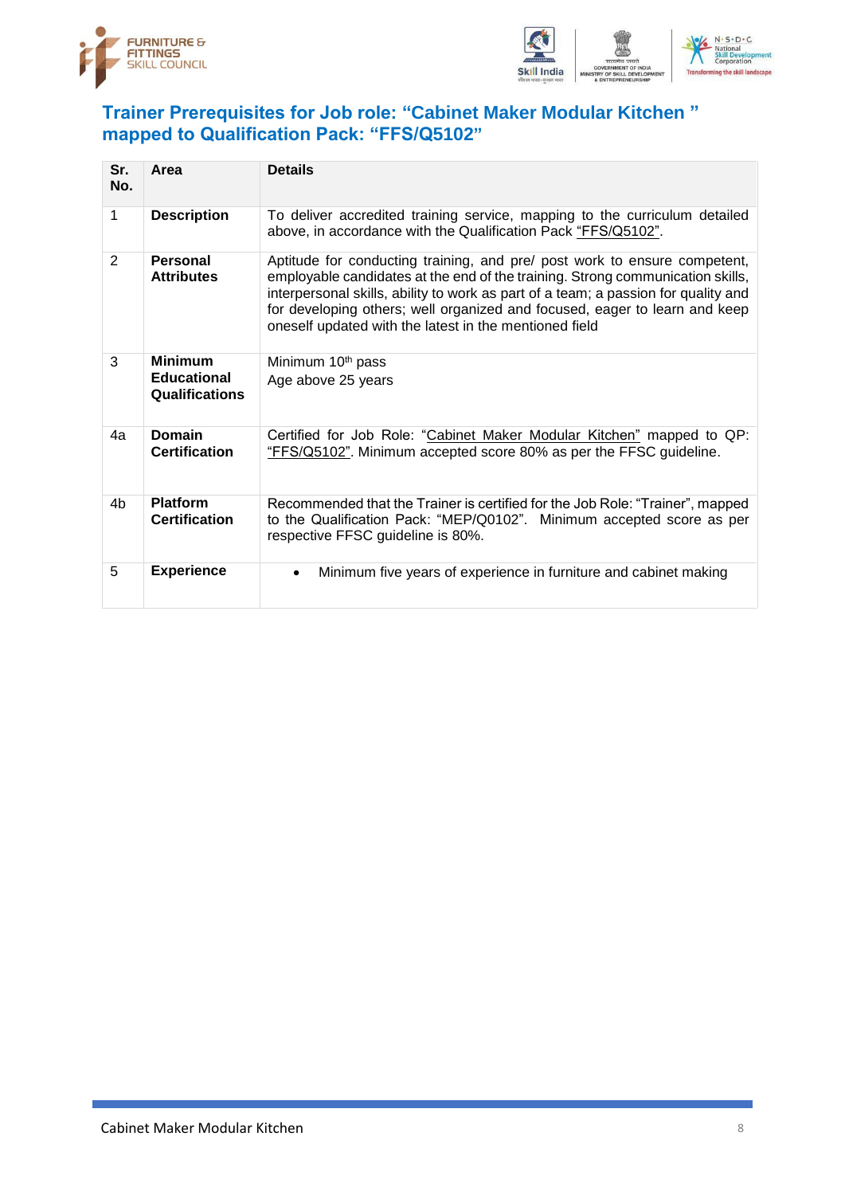## Trainer Prerequisites for Job role: "Cabinet Maker Modular Kitchen " mapped to Qualification Pack: "FFS/Q5102"

| Sr. No. | Area | Details |
|---|---|---|
| 1 | **Description** | To deliver accredited training service, mapping to the curriculum detailed above, in accordance with the Qualification Pack "FFS/Q5102". |
| 2 | **Personal Attributes** | Aptitude for conducting training, and pre/ post work to ensure competent, employable candidates at the end of the training. Strong communication skills, interpersonal skills, ability to work as part of a team; a passion for quality and for developing others; well organized and focused, eager to learn and keep oneself updated with the latest in the mentioned field |
| 3 | **Minimum Educational Qualifications** | Minimum 10th pass<br>Age above 25 years |
| 4a | **Domain Certification** | Certified for Job Role: "Cabinet Maker Modular Kitchen" mapped to QP: "FFS/Q5102". Minimum accepted score 80% as per the FFSC guideline. |
| 4b | **Platform Certification** | Recommended that the Trainer is certified for the Job Role: "Trainer", mapped to the Qualification Pack: "MEP/Q0102". Minimum accepted score as per respective FFSC guideline is 80%. |
| 5 | **Experience** | • Minimum five years of experience in furniture and cabinet making |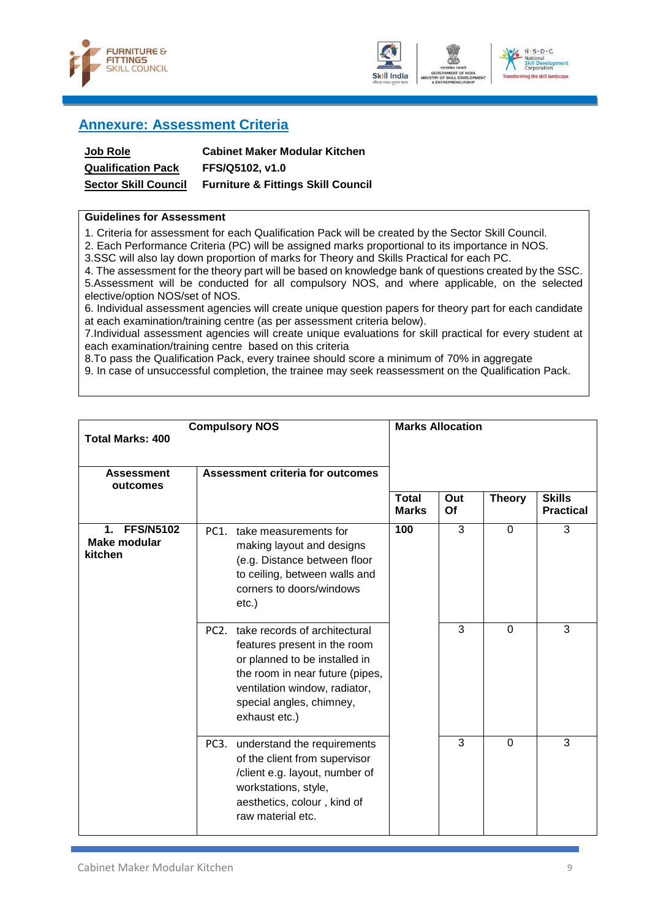## Annexure: Assessment Criteria

| | |
|---|---|
| **Job Role** | **Cabinet Maker Modular Kitchen** |
| **Qualification Pack** | **FFS/Q5102, v1.0** |
| **Sector Skill Council** | **Furniture & Fittings Skill Council** |

**Guidelines for Assessment**

1. Criteria for assessment for each Qualification Pack will be created by the Sector Skill Council.
2. Each Performance Criteria (PC) will be assigned marks proportional to its importance in NOS.
3. SSC will also lay down proportion of marks for Theory and Skills Practical for each PC.
4. The assessment for the theory part will be based on knowledge bank of questions created by the SSC.
5. Assessment will be conducted for all compulsory NOS, and where applicable, on the selected elective/option NOS/set of NOS.
6. Individual assessment agencies will create unique question papers for theory part for each candidate at each examination/training centre (as per assessment criteria below).
7. Individual assessment agencies will create unique evaluations for skill practical for every student at each examination/training centre based on this criteria
8. To pass the Qualification Pack, every trainee should score a minimum of 70% in aggregate
9. In case of unsuccessful completion, the trainee may seek reassessment on the Qualification Pack.

| **Total Marks: 400** | **Compulsory NOS** | **Marks Allocation** | | | |
|---|---|---|---|---|---|
| **Assessment outcomes** | **Assessment criteria for outcomes** | **Total Marks** | **Out Of** | **Theory** | **Skills Practical** |
| **1. FFS/N5102 Make modular kitchen** | PC1. take measurements for making layout and designs (e.g. Distance between floor to ceiling, between walls and corners to doors/windows etc.) | **100** | 3 | 0 | 3 |
| | PC2. take records of architectural features present in the room or planned to be installed in the room in near future (pipes, ventilation window, radiator, special angles, chimney, exhaust etc.) | | 3 | 0 | 3 |
| | PC3. understand the requirements of the client from supervisor /client e.g. layout, number of workstations, style, aesthetics, colour , kind of raw material etc. | | 3 | 0 | 3 |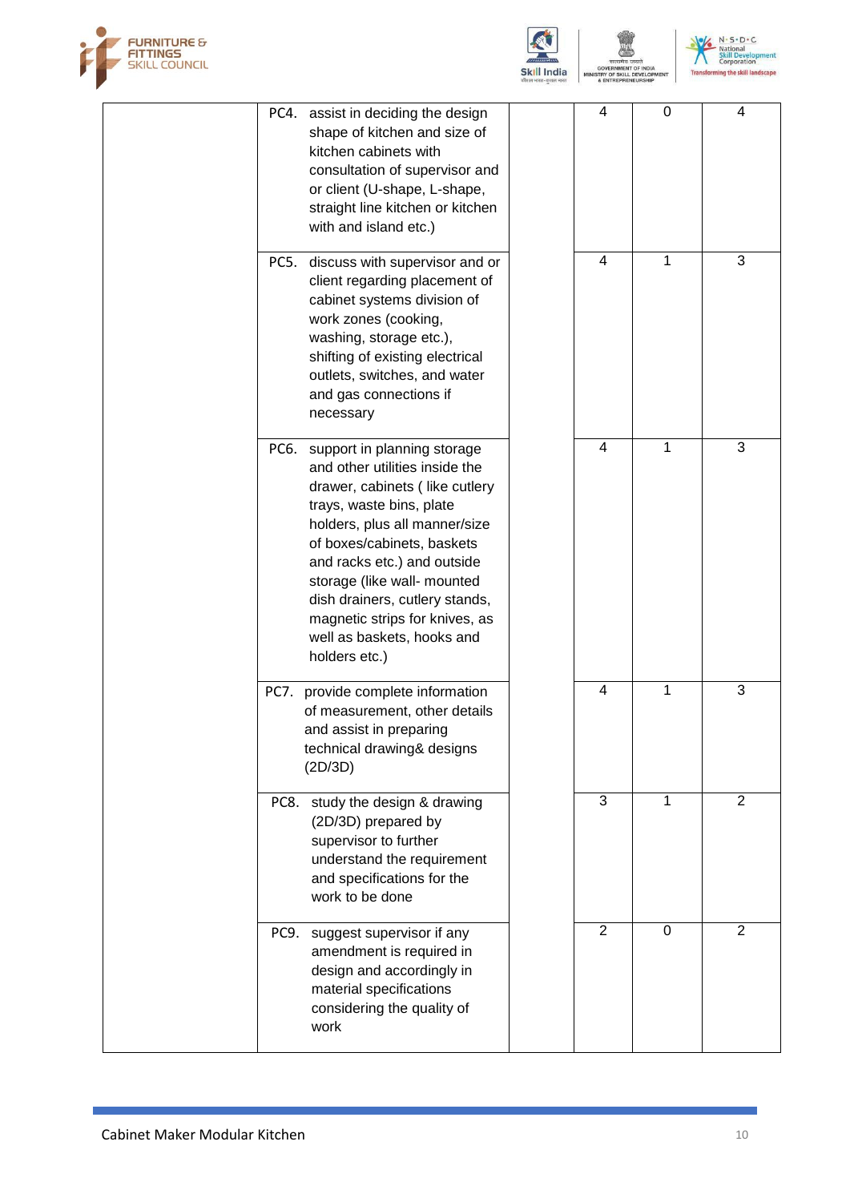| | | | | | |
|---|---|---|---|---|---|
| | PC4. assist in deciding the design shape of kitchen and size of kitchen cabinets with consultation of supervisor and or client (U-shape, L-shape, straight line kitchen or kitchen with and island etc.) | | 4 | 0 | 4 |
| | PC5. discuss with supervisor and or client regarding placement of cabinet systems division of work zones (cooking, washing, storage etc.), shifting of existing electrical outlets, switches, and water and gas connections if necessary | | 4 | 1 | 3 |
| | PC6. support in planning storage and other utilities inside the drawer, cabinets ( like cutlery trays, waste bins, plate holders, plus all manner/size of boxes/cabinets, baskets and racks etc.) and outside storage (like wall- mounted dish drainers, cutlery stands, magnetic strips for knives, as well as baskets, hooks and holders etc.) | | 4 | 1 | 3 |
| | PC7. provide complete information of measurement, other details and assist in preparing technical drawing& designs (2D/3D) | | 4 | 1 | 3 |
| | PC8. study the design & drawing (2D/3D) prepared by supervisor to further understand the requirement and specifications for the work to be done | | 3 | 1 | 2 |
| | PC9. suggest supervisor if any amendment is required in design and accordingly in material specifications considering the quality of work | | 2 | 0 | 2 |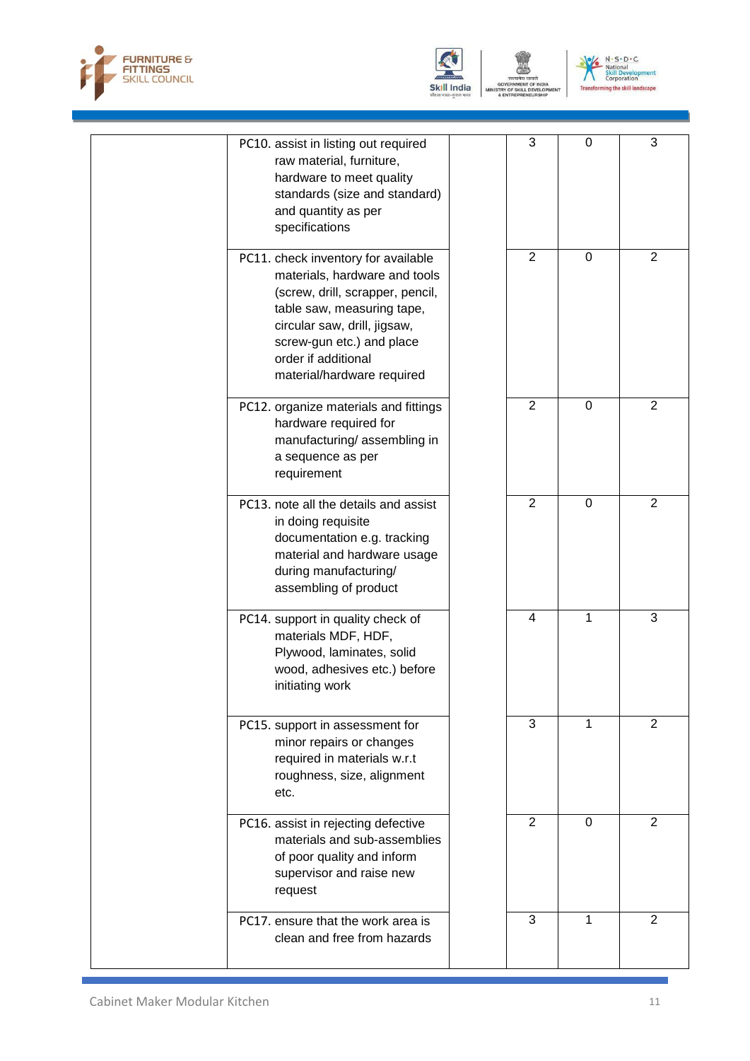| | | | | | |
|---|---|---|---|---|---|
| | PC10. assist in listing out required raw material, furniture, hardware to meet quality standards (size and standard) and quantity as per specifications | | 3 | 0 | 3 |
| | PC11. check inventory for available materials, hardware and tools (screw, drill, scrapper, pencil, table saw, measuring tape, circular saw, drill, jigsaw, screw-gun etc.) and place order if additional material/hardware required | | 2 | 0 | 2 |
| | PC12. organize materials and fittings hardware required for manufacturing/ assembling in a sequence as per requirement | | 2 | 0 | 2 |
| | PC13. note all the details and assist in doing requisite documentation e.g. tracking material and hardware usage during manufacturing/ assembling of product | | 2 | 0 | 2 |
| | PC14. support in quality check of materials MDF, HDF, Plywood, laminates, solid wood, adhesives etc.) before initiating work | | 4 | 1 | 3 |
| | PC15. support in assessment for minor repairs or changes required in materials w.r.t roughness, size, alignment etc. | | 3 | 1 | 2 |
| | PC16. assist in rejecting defective materials and sub-assemblies of poor quality and inform supervisor and raise new request | | 2 | 0 | 2 |
| | PC17. ensure that the work area is clean and free from hazards | | 3 | 1 | 2 |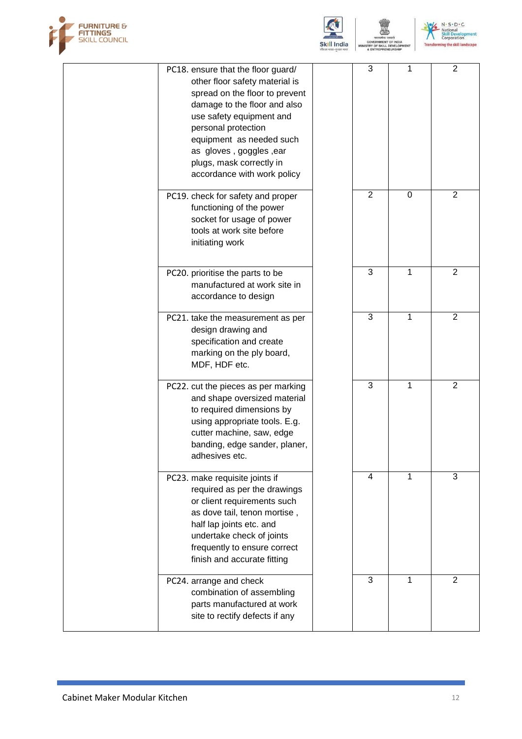| | | | | | |
|---|---|---|---|---|---|
| | PC18. ensure that the floor guard/ other floor safety material is spread on the floor to prevent damage to the floor and also use safety equipment and personal protection equipment as needed such as gloves , goggles ,ear plugs, mask correctly in accordance with work policy | | 3 | 1 | 2 |
| | PC19. check for safety and proper functioning of the power socket for usage of power tools at work site before initiating work | | 2 | 0 | 2 |
| | PC20. prioritise the parts to be manufactured at work site in accordance to design | | 3 | 1 | 2 |
| | PC21. take the measurement as per design drawing and specification and create marking on the ply board, MDF, HDF etc. | | 3 | 1 | 2 |
| | PC22. cut the pieces as per marking and shape oversized material to required dimensions by using appropriate tools. E.g. cutter machine, saw, edge banding, edge sander, planer, adhesives etc. | | 3 | 1 | 2 |
| | PC23. make requisite joints if required as per the drawings or client requirements such as dove tail, tenon mortise , half lap joints etc. and undertake check of joints frequently to ensure correct finish and accurate fitting | | 4 | 1 | 3 |
| | PC24. arrange and check combination of assembling parts manufactured at work site to rectify defects if any | | 3 | 1 | 2 |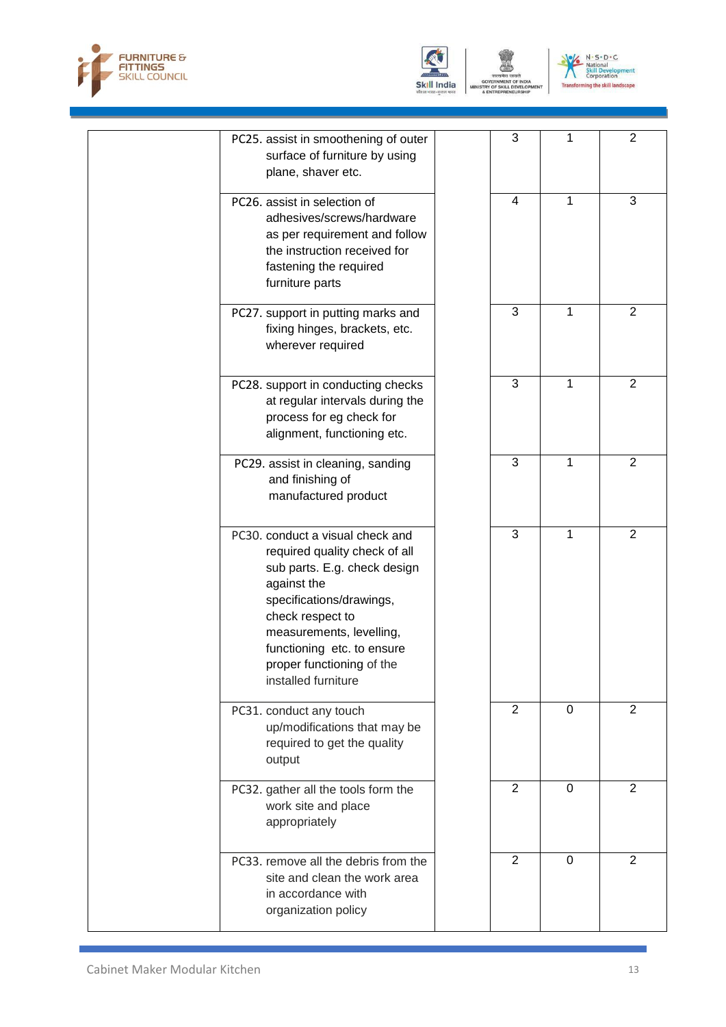| | | | | | |
|---|---|---|---|---|---|
| | PC25. assist in smoothening of outer surface of furniture by using plane, shaver etc. | | 3 | 1 | 2 |
| | PC26. assist in selection of adhesives/screws/hardware as per requirement and follow the instruction received for fastening the required furniture parts | | 4 | 1 | 3 |
| | PC27. support in putting marks and fixing hinges, brackets, etc. wherever required | | 3 | 1 | 2 |
| | PC28. support in conducting checks at regular intervals during the process for eg check for alignment, functioning etc. | | 3 | 1 | 2 |
| | PC29. assist in cleaning, sanding and finishing of manufactured product | | 3 | 1 | 2 |
| | PC30. conduct a visual check and required quality check of all sub parts. E.g. check design against the specifications/drawings, check respect to measurements, levelling, functioning etc. to ensure proper functioning of the installed furniture | | 3 | 1 | 2 |
| | PC31. conduct any touch up/modifications that may be required to get the quality output | | 2 | 0 | 2 |
| | PC32. gather all the tools form the work site and place appropriately | | 2 | 0 | 2 |
| | PC33. remove all the debris from the site and clean the work area in accordance with organization policy | | 2 | 0 | 2 |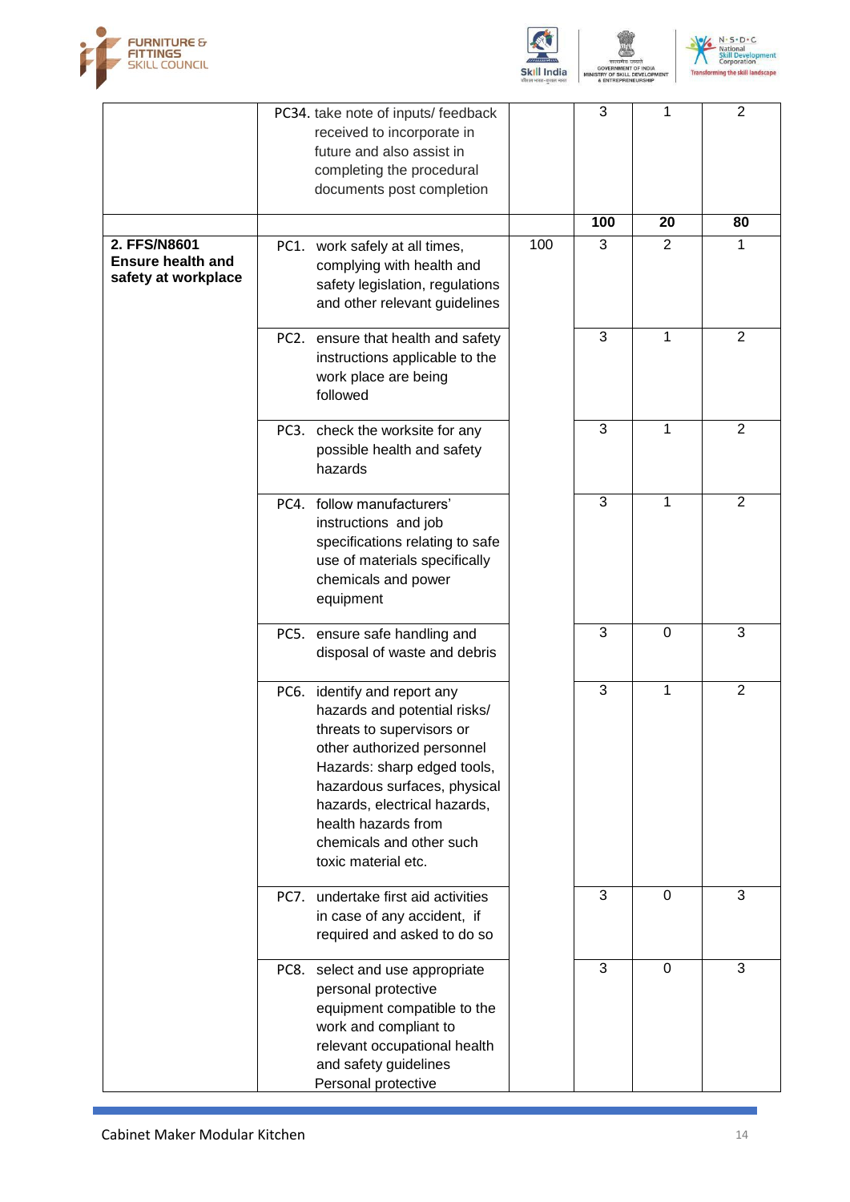|  |  |  |  |  |  |
|---|---|---|---|---|---|
|  | PC34. take note of inputs/ feedback received to incorporate in future and also assist in completing the procedural documents post completion |  | 3 | 1 | 2 |
|  |  |  | **100** | **20** | **80** |
| **2. FFS/N8601 Ensure health and safety at workplace** | PC1. work safely at all times, complying with health and safety legislation, regulations and other relevant guidelines | 100 | 3 | 2 | 1 |
|  | PC2. ensure that health and safety instructions applicable to the work place are being followed |  | 3 | 1 | 2 |
|  | PC3. check the worksite for any possible health and safety hazards |  | 3 | 1 | 2 |
|  | PC4. follow manufacturers' instructions and job specifications relating to safe use of materials specifically chemicals and power equipment |  | 3 | 1 | 2 |
|  | PC5. ensure safe handling and disposal of waste and debris |  | 3 | 0 | 3 |
|  | PC6. identify and report any hazards and potential risks/ threats to supervisors or other authorized personnel Hazards: sharp edged tools, hazardous surfaces, physical hazards, electrical hazards, health hazards from chemicals and other such toxic material etc. |  | 3 | 1 | 2 |
|  | PC7. undertake first aid activities in case of any accident, if required and asked to do so |  | 3 | 0 | 3 |
|  | PC8. select and use appropriate personal protective equipment compatible to the work and compliant to relevant occupational health and safety guidelines Personal protective |  | 3 | 0 | 3 |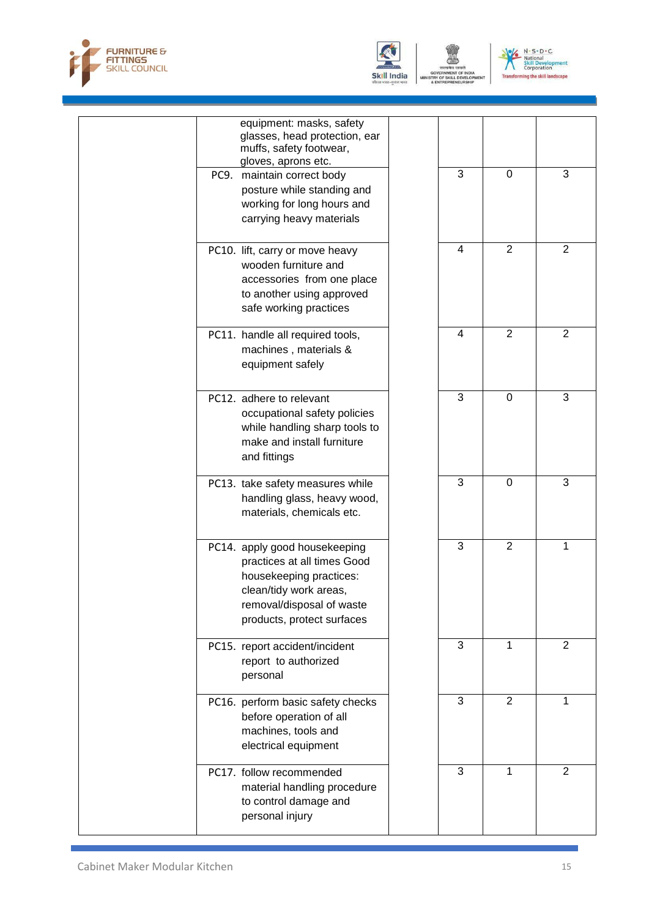| | | | | | |
|---|---|---|---|---|---|
| | equipment: masks, safety glasses, head protection, ear muffs, safety footwear, gloves, aprons etc. | | | | |
| | PC9. maintain correct body posture while standing and working for long hours and carrying heavy materials | | 3 | 0 | 3 |
| | PC10. lift, carry or move heavy wooden furniture and accessories from one place to another using approved safe working practices | | 4 | 2 | 2 |
| | PC11. handle all required tools, machines , materials & equipment safely | | 4 | 2 | 2 |
| | PC12. adhere to relevant occupational safety policies while handling sharp tools to make and install furniture and fittings | | 3 | 0 | 3 |
| | PC13. take safety measures while handling glass, heavy wood, materials, chemicals etc. | | 3 | 0 | 3 |
| | PC14. apply good housekeeping practices at all times Good housekeeping practices: clean/tidy work areas, removal/disposal of waste products, protect surfaces | | 3 | 2 | 1 |
| | PC15. report accident/incident report to authorized personal | | 3 | 1 | 2 |
| | PC16. perform basic safety checks before operation of all machines, tools and electrical equipment | | 3 | 2 | 1 |
| | PC17. follow recommended material handling procedure to control damage and personal injury | | 3 | 1 | 2 |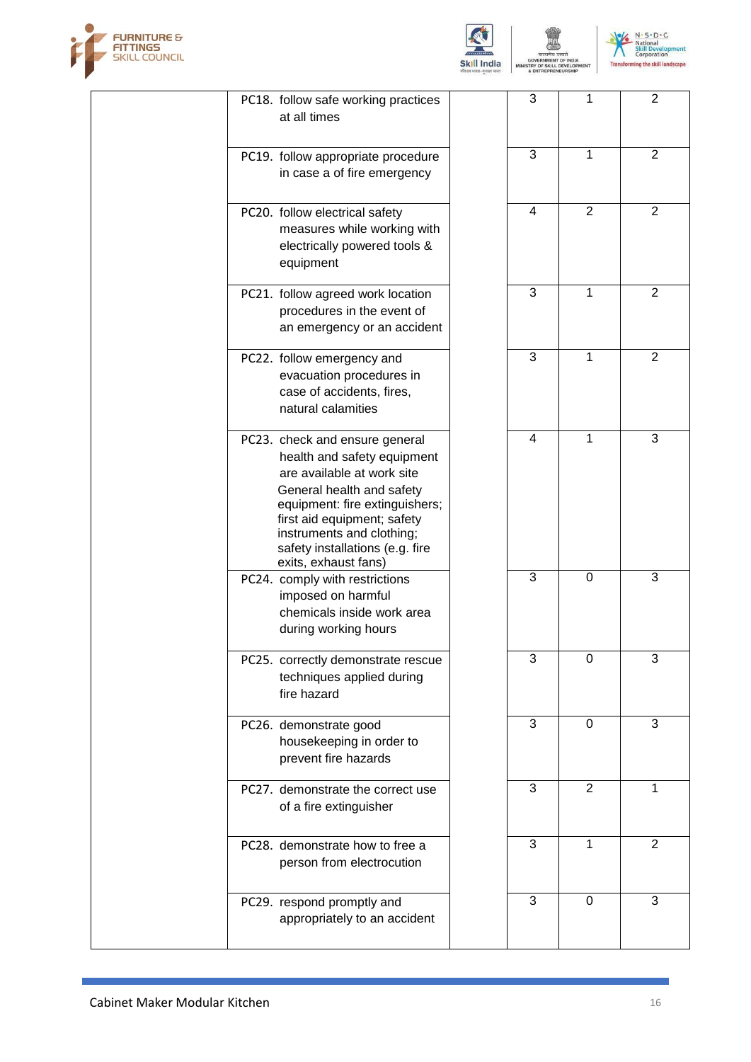|  |  |  |  |  |  |
|---|---|---|---|---|---|
|  | PC18. follow safe working practices at all times |  | 3 | 1 | 2 |
|  | PC19. follow appropriate procedure in case a of fire emergency |  | 3 | 1 | 2 |
|  | PC20. follow electrical safety measures while working with electrically powered tools & equipment |  | 4 | 2 | 2 |
|  | PC21. follow agreed work location procedures in the event of an emergency or an accident |  | 3 | 1 | 2 |
|  | PC22. follow emergency and evacuation procedures in case of accidents, fires, natural calamities |  | 3 | 1 | 2 |
|  | PC23. check and ensure general health and safety equipment are available at work site General health and safety equipment: fire extinguishers; first aid equipment; safety instruments and clothing; safety installations (e.g. fire exits, exhaust fans) |  | 4 | 1 | 3 |
|  | PC24. comply with restrictions imposed on harmful chemicals inside work area during working hours |  | 3 | 0 | 3 |
|  | PC25. correctly demonstrate rescue techniques applied during fire hazard |  | 3 | 0 | 3 |
|  | PC26. demonstrate good housekeeping in order to prevent fire hazards |  | 3 | 0 | 3 |
|  | PC27. demonstrate the correct use of a fire extinguisher |  | 3 | 2 | 1 |
|  | PC28. demonstrate how to free a person from electrocution |  | 3 | 1 | 2 |
|  | PC29. respond promptly and appropriately to an accident |  | 3 | 0 | 3 |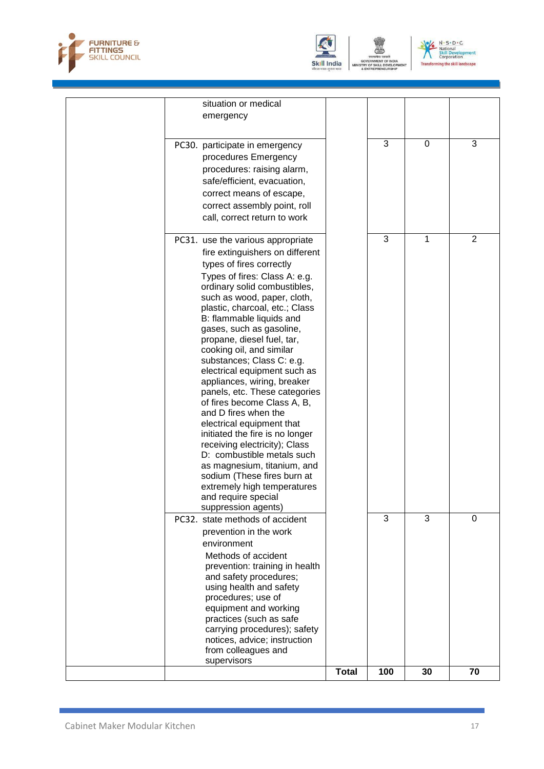| | | | | | |
|---|---|---|---|---|---|
| | situation or medical emergency | | | | |
| | PC30. participate in emergency procedures Emergency procedures: raising alarm, safe/efficient, evacuation, correct means of escape, correct assembly point, roll call, correct return to work | | 3 | 0 | 3 |
| | PC31. use the various appropriate fire extinguishers on different types of fires correctly Types of fires: Class A: e.g. ordinary solid combustibles, such as wood, paper, cloth, plastic, charcoal, etc.; Class B: flammable liquids and gases, such as gasoline, propane, diesel fuel, tar, cooking oil, and similar substances; Class C: e.g. electrical equipment such as appliances, wiring, breaker panels, etc. These categories of fires become Class A, B, and D fires when the electrical equipment that initiated the fire is no longer receiving electricity); Class D: combustible metals such as magnesium, titanium, and sodium (These fires burn at extremely high temperatures and require special suppression agents) | | 3 | 1 | 2 |
| | PC32. state methods of accident prevention in the work environment Methods of accident prevention: training in health and safety procedures; using health and safety procedures; use of equipment and working practices (such as safe carrying procedures); safety notices, advice; instruction from colleagues and supervisors | | 3 | 3 | 0 |
| | | **Total** | **100** | **30** | **70** |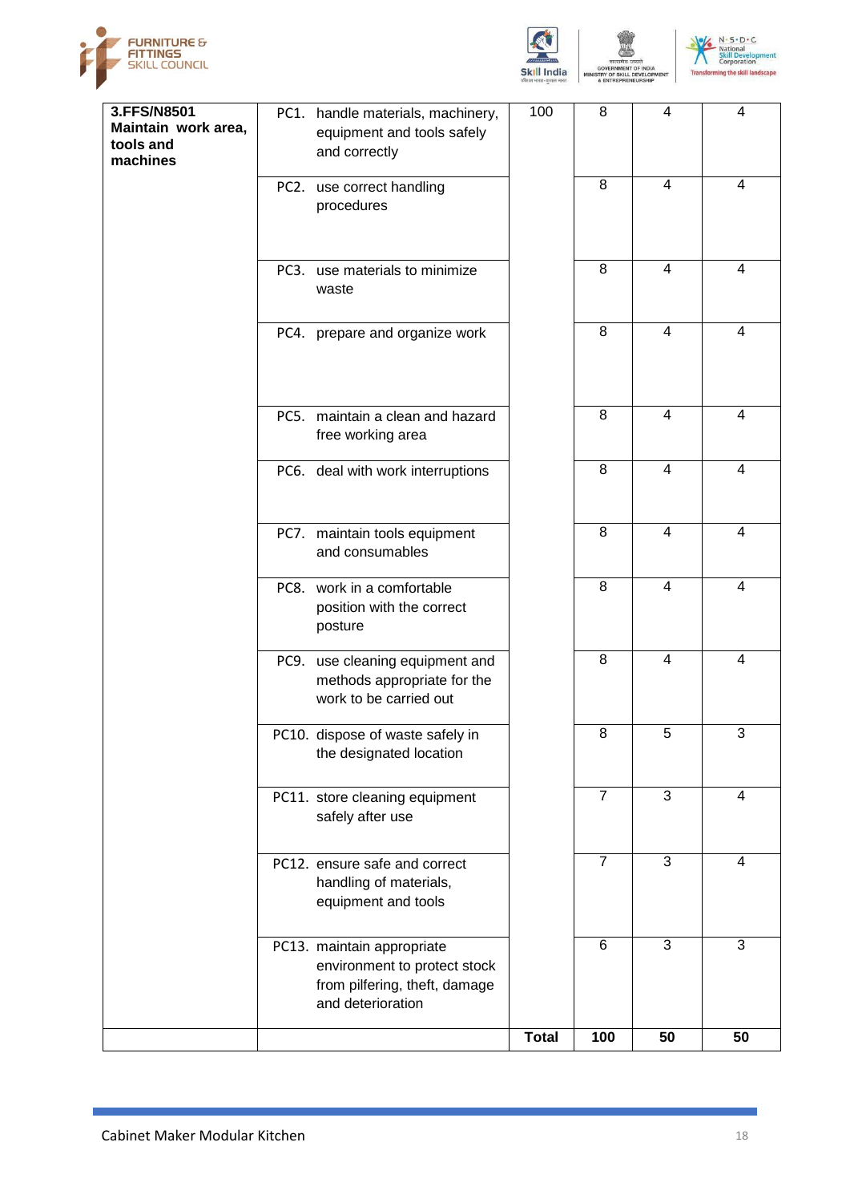| 3.FFS/N8501 **Maintain work area, tools and machines** | PC1. handle materials, machinery, equipment and tools safely and correctly | 100 | 8 | 4 | 4 |
|---|---|---|---|---|---|
| | PC2. use correct handling procedures | | 8 | 4 | 4 |
| | PC3. use materials to minimize waste | | 8 | 4 | 4 |
| | PC4. prepare and organize work | | 8 | 4 | 4 |
| | PC5. maintain a clean and hazard free working area | | 8 | 4 | 4 |
| | PC6. deal with work interruptions | | 8 | 4 | 4 |
| | PC7. maintain tools equipment and consumables | | 8 | 4 | 4 |
| | PC8. work in a comfortable position with the correct posture | | 8 | 4 | 4 |
| | PC9. use cleaning equipment and methods appropriate for the work to be carried out | | 8 | 4 | 4 |
| | PC10. dispose of waste safely in the designated location | | 8 | 5 | 3 |
| | PC11. store cleaning equipment safely after use | | 7 | 3 | 4 |
| | PC12. ensure safe and correct handling of materials, equipment and tools | | 7 | 3 | 4 |
| | PC13. maintain appropriate environment to protect stock from pilfering, theft, damage and deterioration | | 6 | 3 | 3 |
| | | **Total** | **100** | **50** | **50** |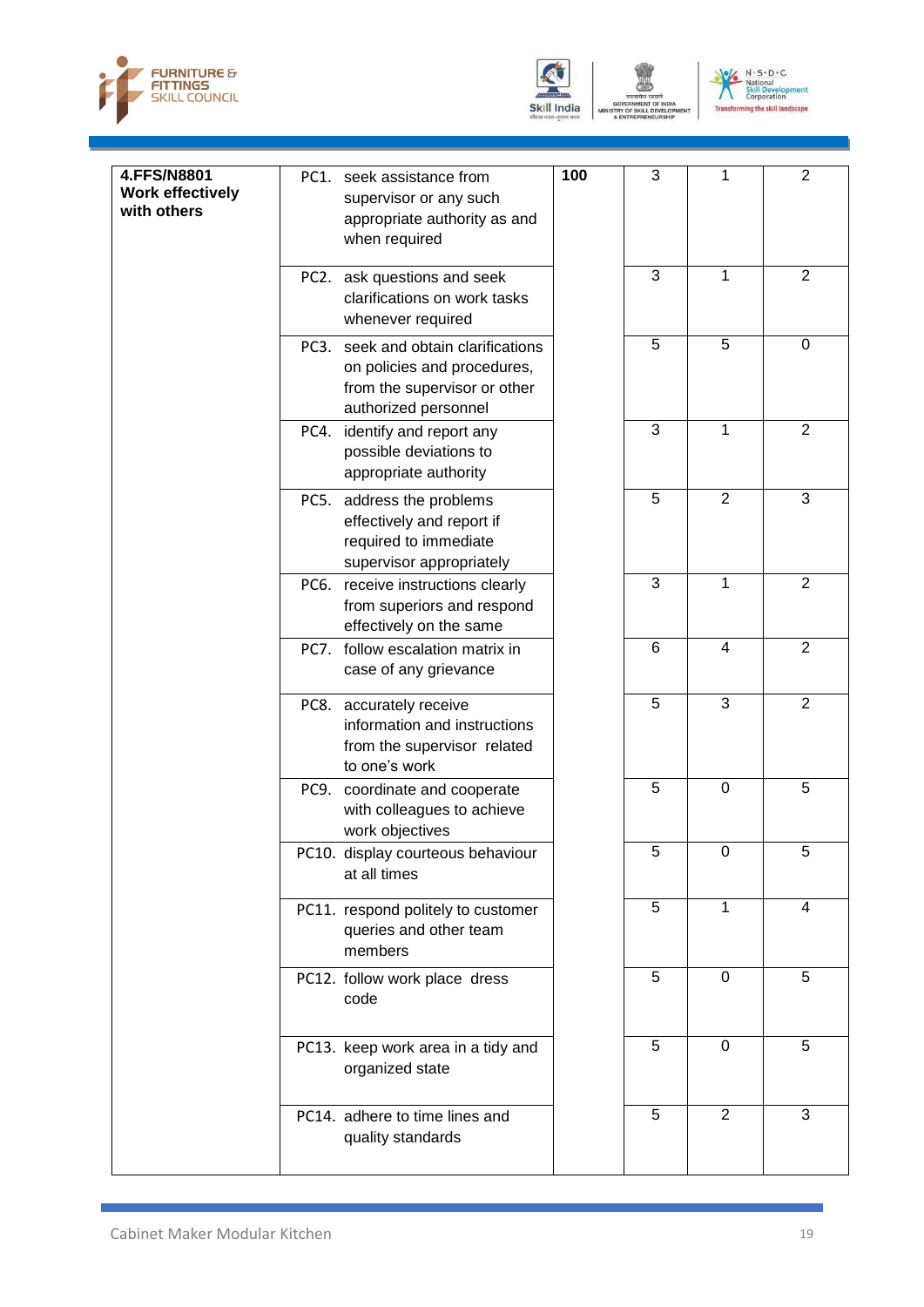| 4.FFS/N8801 **Work effectively with others** | PC1. seek assistance from supervisor or any such appropriate authority as and when required | 100 | 3 | 1 | 2 |
|---|---|---|---|---|---|
| | PC2. ask questions and seek clarifications on work tasks whenever required | | 3 | 1 | 2 |
| | PC3. seek and obtain clarifications on policies and procedures, from the supervisor or other authorized personnel | | 5 | 5 | 0 |
| | PC4. identify and report any possible deviations to appropriate authority | | 3 | 1 | 2 |
| | PC5. address the problems effectively and report if required to immediate supervisor appropriately | | 5 | 2 | 3 |
| | PC6. receive instructions clearly from superiors and respond effectively on the same | | 3 | 1 | 2 |
| | PC7. follow escalation matrix in case of any grievance | | 6 | 4 | 2 |
| | PC8. accurately receive information and instructions from the supervisor related to one's work | | 5 | 3 | 2 |
| | PC9. coordinate and cooperate with colleagues to achieve work objectives | | 5 | 0 | 5 |
| | PC10. display courteous behaviour at all times | | 5 | 0 | 5 |
| | PC11. respond politely to customer queries and other team members | | 5 | 1 | 4 |
| | PC12. follow work place dress code | | 5 | 0 | 5 |
| | PC13. keep work area in a tidy and organized state | | 5 | 0 | 5 |
| | PC14. adhere to time lines and quality standards | | 5 | 2 | 3 |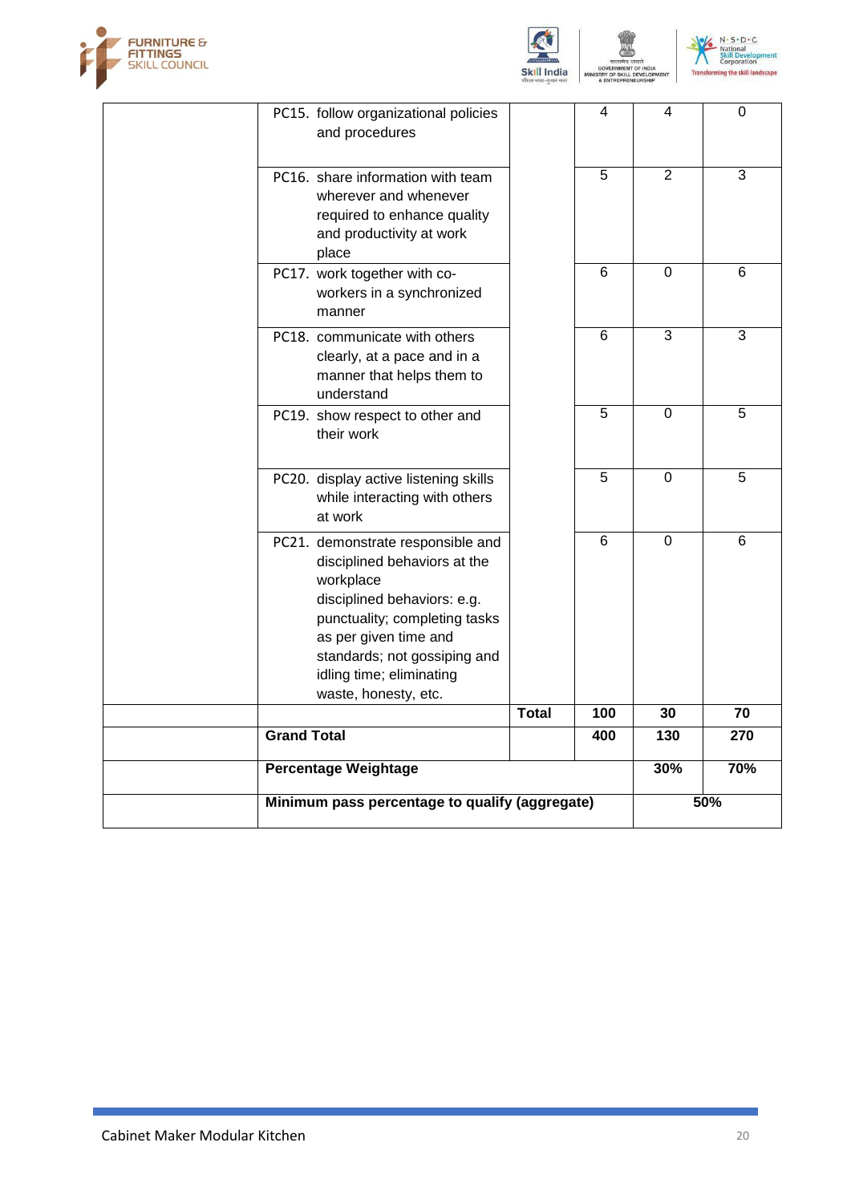| | | | | | |
|---|---|---|---|---|---|
| | PC15. follow organizational policies and procedures | | 4 | 4 | 0 |
| | PC16. share information with team wherever and whenever required to enhance quality and productivity at work place | | 5 | 2 | 3 |
| | PC17. work together with co-workers in a synchronized manner | | 6 | 0 | 6 |
| | PC18. communicate with others clearly, at a pace and in a manner that helps them to understand | | 6 | 3 | 3 |
| | PC19. show respect to other and their work | | 5 | 0 | 5 |
| | PC20. display active listening skills while interacting with others at work | | 5 | 0 | 5 |
| | PC21. demonstrate responsible and disciplined behaviors at the workplace disciplined behaviors: e.g. punctuality; completing tasks as per given time and standards; not gossiping and idling time; eliminating waste, honesty, etc. | | 6 | 0 | 6 |
| | | **Total** | **100** | **30** | **70** |
| | **Grand Total** | | **400** | **130** | **270** |
| | **Percentage Weightage** | | | **30%** | **70%** |
| | **Minimum pass percentage to qualify (aggregate)** | | | **50%** | |